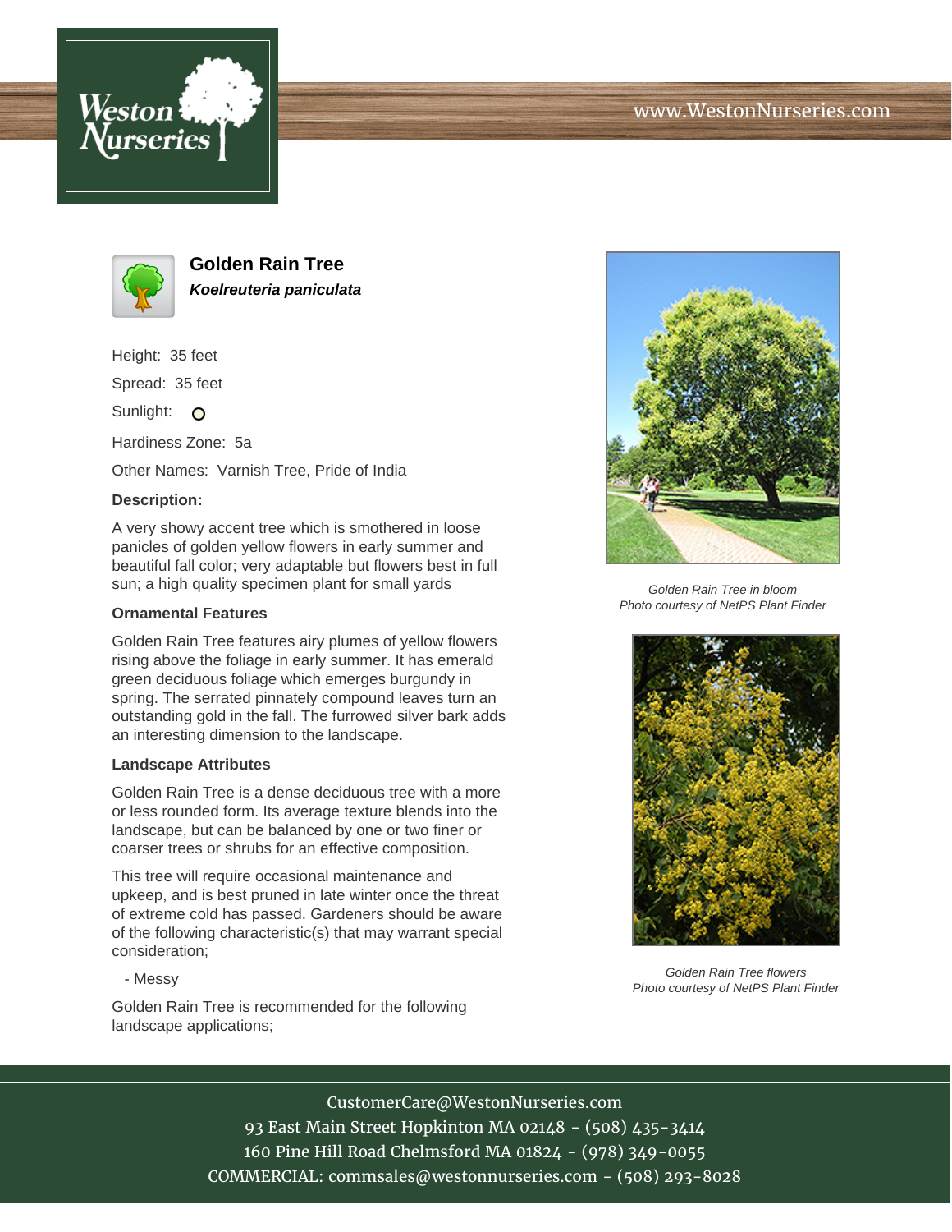# Golden Rain Tree

***Koelreuteria paniculata***

Height: 35 feet

Spread: 35 feet

Sunlight: O

Hardiness Zone: 5a

Other Names: Varnish Tree, Pride of India

**Description:**

A very showy accent tree which is smothered in loose panicles of golden yellow flowers in early summer and beautiful fall color; very adaptable but flowers best in full sun; a high quality specimen plant for small yards

**Ornamental Features**

Golden Rain Tree features airy plumes of yellow flowers rising above the foliage in early summer. It has emerald green deciduous foliage which emerges burgundy in spring. The serrated pinnately compound leaves turn an outstanding gold in the fall. The furrowed silver bark adds an interesting dimension to the landscape.

**Landscape Attributes**

Golden Rain Tree is a dense deciduous tree with a more or less rounded form. Its average texture blends into the landscape, but can be balanced by one or two finer or coarser trees or shrubs for an effective composition.

This tree will require occasional maintenance and upkeep, and is best pruned in late winter once the threat of extreme cold has passed. Gardeners should be aware of the following characteristic(s) that may warrant special consideration;

- Messy

Golden Rain Tree is recommended for the following landscape applications;

*Golden Rain Tree in bloom*
*Photo courtesy of NetPS Plant Finder*

*Golden Rain Tree flowers*
*Photo courtesy of NetPS Plant Finder*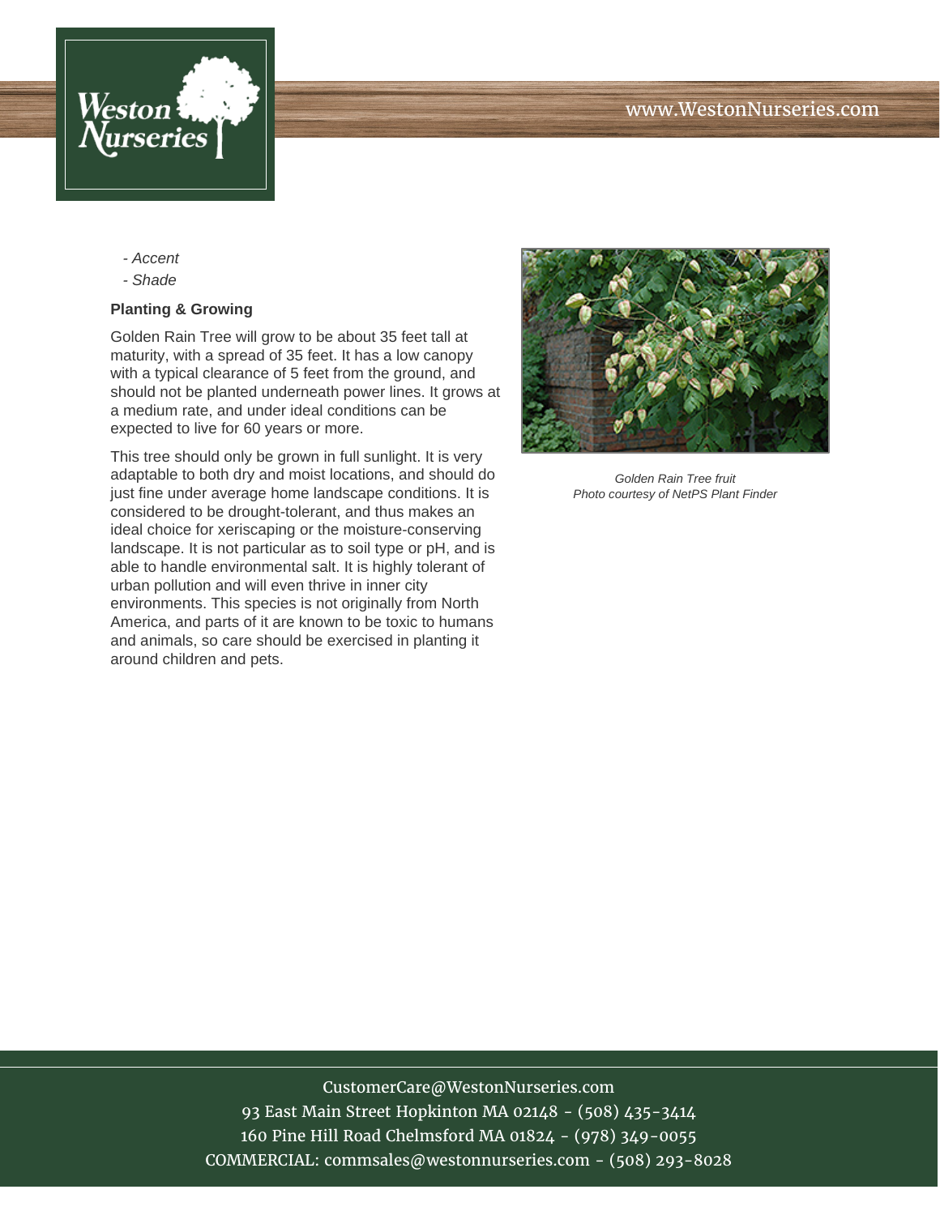- *Accent*
- *Shade*

**Planting & Growing**

Golden Rain Tree will grow to be about 35 feet tall at maturity, with a spread of 35 feet. It has a low canopy with a typical clearance of 5 feet from the ground, and should not be planted underneath power lines. It grows at a medium rate, and under ideal conditions can be expected to live for 60 years or more.

This tree should only be grown in full sunlight. It is very adaptable to both dry and moist locations, and should do just fine under average home landscape conditions. It is considered to be drought-tolerant, and thus makes an ideal choice for xeriscaping or the moisture-conserving landscape. It is not particular as to soil type or pH, and is able to handle environmental salt. It is highly tolerant of urban pollution and will even thrive in inner city environments. This species is not originally from North America, and parts of it are known to be toxic to humans and animals, so care should be exercised in planting it around children and pets.

*Golden Rain Tree fruit*
*Photo courtesy of NetPS Plant Finder*